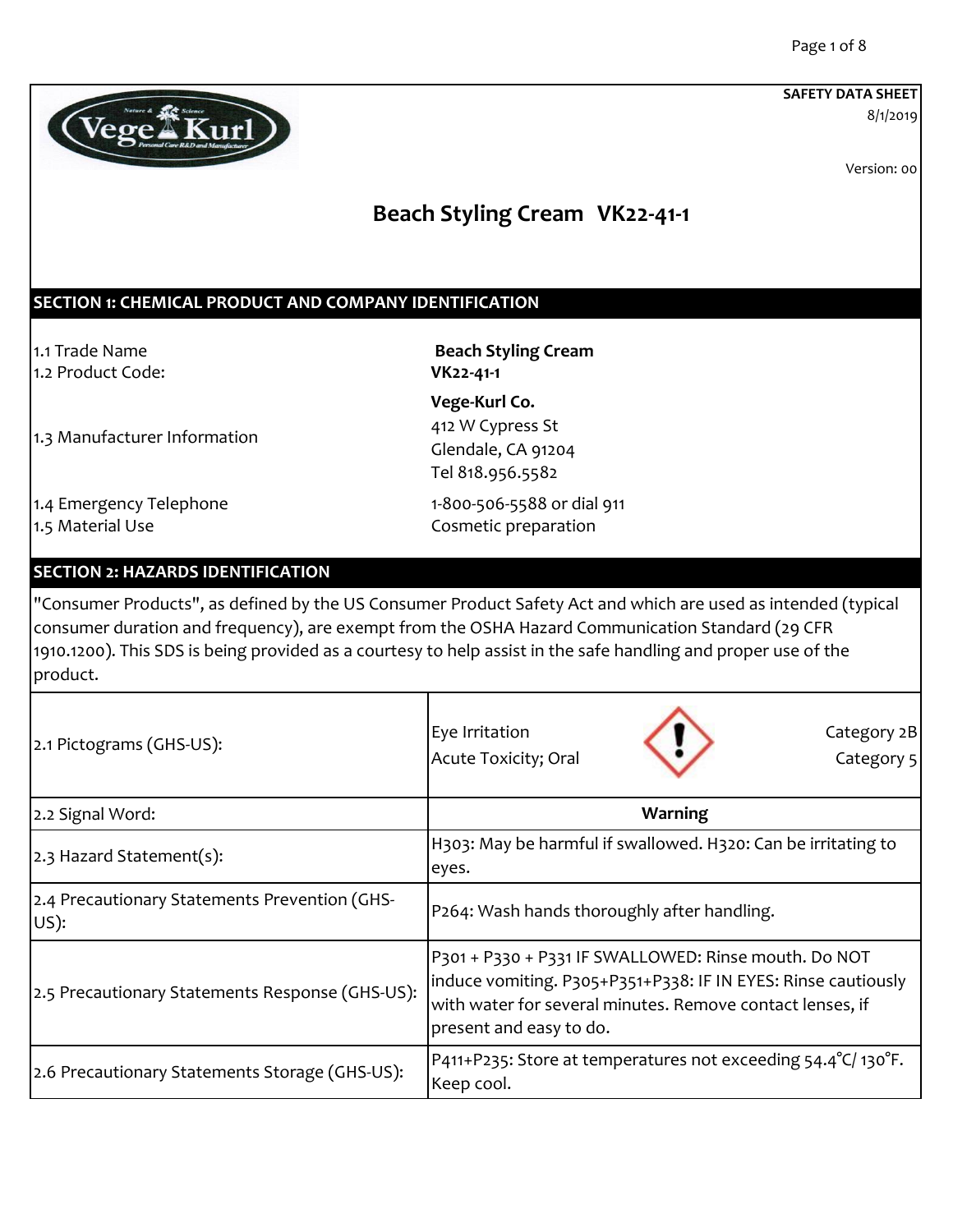SAFETY DATA SHEET
8/1/2019

Version: 00

# Beach Styling Cream VK22-41-1

## SECTION 1: CHEMICAL PRODUCT AND COMPANY IDENTIFICATION

| | |
|---|---|
| 1.1 Trade Name | **Beach Styling Cream** |
| 1.2 Product Code: | **VK22-41-1** |
| 1.3 Manufacturer Information | **Vege-Kurl Co.**<br>412 W Cypress St<br>Glendale, CA 91204<br>Tel 818.956.5582 |
| 1.4 Emergency Telephone | 1-800-506-5588 or dial 911 |
| 1.5 Material Use | Cosmetic preparation |

## SECTION 2: HAZARDS IDENTIFICATION

"Consumer Products", as defined by the US Consumer Product Safety Act and which are used as intended (typical consumer duration and frequency), are exempt from the OSHA Hazard Communication Standard (29 CFR 1910.1200). This SDS is being provided as a courtesy to help assist in the safe handling and proper use of the product.

| | |
|---|---|
| 2.1 Pictograms (GHS-US): | Eye Irritation — Category 2B<br>Acute Toxicity; Oral — Category 5 |
| 2.2 Signal Word: | **Warning** |
| 2.3 Hazard Statement(s): | H303: May be harmful if swallowed. H320: Can be irritating to eyes. |
| 2.4 Precautionary Statements Prevention (GHS-US): | P264: Wash hands thoroughly after handling. |
| 2.5 Precautionary Statements Response (GHS-US): | P301 + P330 + P331 IF SWALLOWED: Rinse mouth. Do NOT induce vomiting. P305+P351+P338: IF IN EYES: Rinse cautiously with water for several minutes. Remove contact lenses, if present and easy to do. |
| 2.6 Precautionary Statements Storage (GHS-US): | P411+P235: Store at temperatures not exceeding 54.4°C/ 130°F. Keep cool. |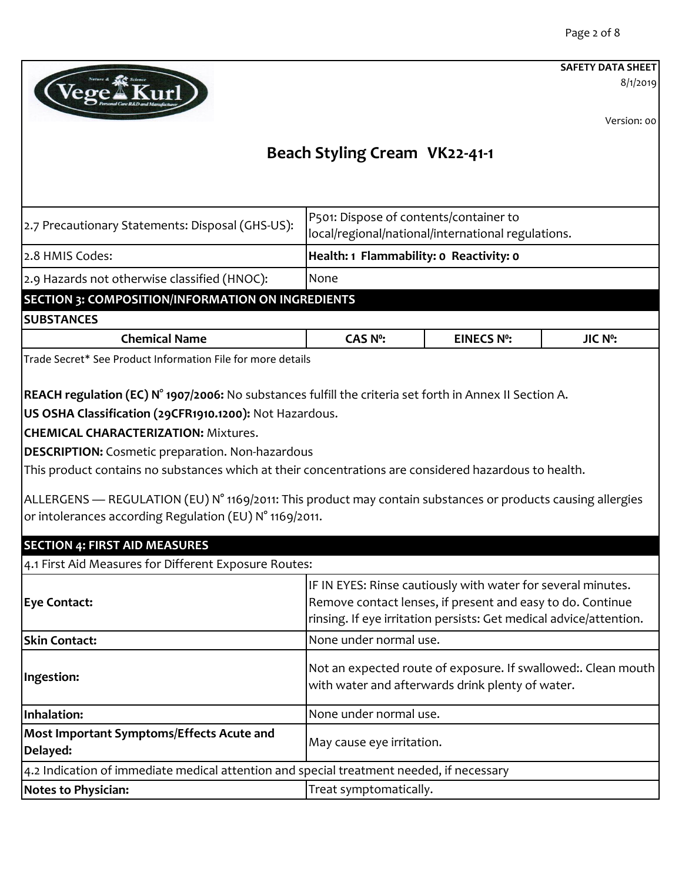**SAFETY DATA SHEET**
8/1/2019

Version: 00

# Beach Styling Cream VK22-41-1

| | |
|---|---|
| 2.7 Precautionary Statements: Disposal (GHS-US): | P501: Dispose of contents/container to local/regional/national/international regulations. |
| 2.8 HMIS Codes: | **Health: 1 Flammability: 0 Reactivity: 0** |
| 2.9 Hazards not otherwise classified (HNOC): | None |

## SECTION 3: COMPOSITION/INFORMATION ON INGREDIENTS

**SUBSTANCES**

| Chemical Name | CAS Nº: | EINECS Nº: | JIC Nº: |
|---|---|---|---|
| Trade Secret* See Product Information File for more details | | | |

**REACH regulation (EC) N° 1907/2006:** No substances fulfill the criteria set forth in Annex II Section A.

**US OSHA Classification (29CFR1910.1200):** Not Hazardous.

**CHEMICAL CHARACTERIZATION:** Mixtures.

**DESCRIPTION:** Cosmetic preparation. Non-hazardous

This product contains no substances which at their concentrations are considered hazardous to health.

ALLERGENS — REGULATION (EU) N° 1169/2011: This product may contain substances or products causing allergies or intolerances according Regulation (EU) N° 1169/2011.

## SECTION 4: FIRST AID MEASURES

4.1 First Aid Measures for Different Exposure Routes:

| | |
|---|---|
| **Eye Contact:** | IF IN EYES: Rinse cautiously with water for several minutes. Remove contact lenses, if present and easy to do. Continue rinsing. If eye irritation persists: Get medical advice/attention. |
| **Skin Contact:** | None under normal use. |
| **Ingestion:** | Not an expected route of exposure. If swallowed:. Clean mouth with water and afterwards drink plenty of water. |
| **Inhalation:** | None under normal use. |
| **Most Important Symptoms/Effects Acute and Delayed:** | May cause eye irritation. |

4.2 Indication of immediate medical attention and special treatment needed, if necessary

| | |
|---|---|
| **Notes to Physician:** | Treat symptomatically. |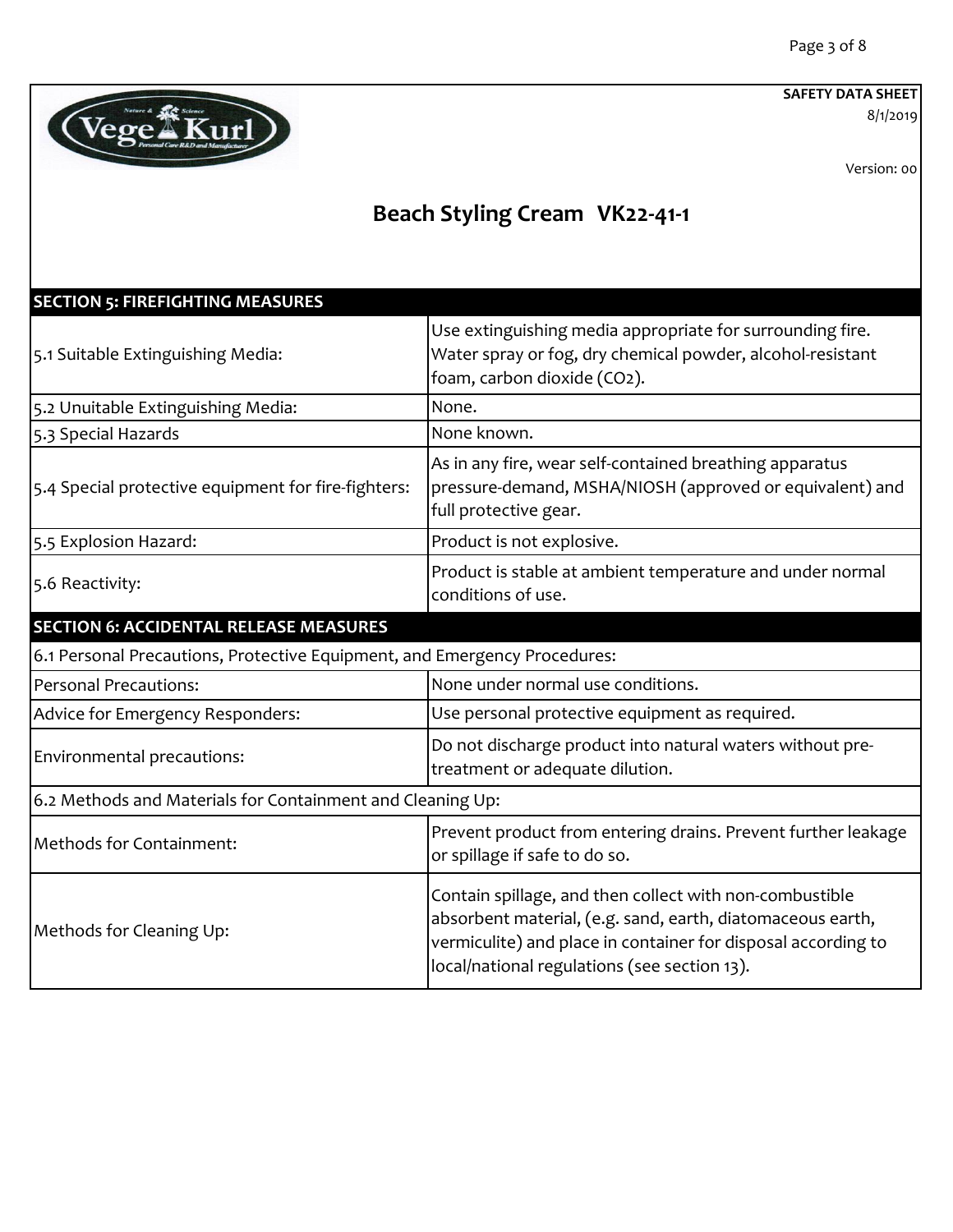SAFETY DATA SHEET
8/1/2019

Version: 00

# Beach Styling Cream VK22-41-1

| SECTION 5: FIREFIGHTING MEASURES | |
|---|---|
| 5.1 Suitable Extinguishing Media: | Use extinguishing media appropriate for surrounding fire. Water spray or fog, dry chemical powder, alcohol-resistant foam, carbon dioxide ($CO_2$). |
| 5.2 Unuitable Extinguishing Media: | None. |
| 5.3 Special Hazards | None known. |
| 5.4 Special protective equipment for fire-fighters: | As in any fire, wear self-contained breathing apparatus pressure-demand, MSHA/NIOSH (approved or equivalent) and full protective gear. |
| 5.5 Explosion Hazard: | Product is not explosive. |
| 5.6 Reactivity: | Product is stable at ambient temperature and under normal conditions of use. |

| SECTION 6: ACCIDENTAL RELEASE MEASURES | |
|---|---|
| 6.1 Personal Precautions, Protective Equipment, and Emergency Procedures: | |
| Personal Precautions: | None under normal use conditions. |
| Advice for Emergency Responders: | Use personal protective equipment as required. |
| Environmental precautions: | Do not discharge product into natural waters without pre-treatment or adequate dilution. |
| 6.2 Methods and Materials for Containment and Cleaning Up: | |
| Methods for Containment: | Prevent product from entering drains. Prevent further leakage or spillage if safe to do so. |
| Methods for Cleaning Up: | Contain spillage, and then collect with non-combustible absorbent material, (e.g. sand, earth, diatomaceous earth, vermiculite) and place in container for disposal according to local/national regulations (see section 13). |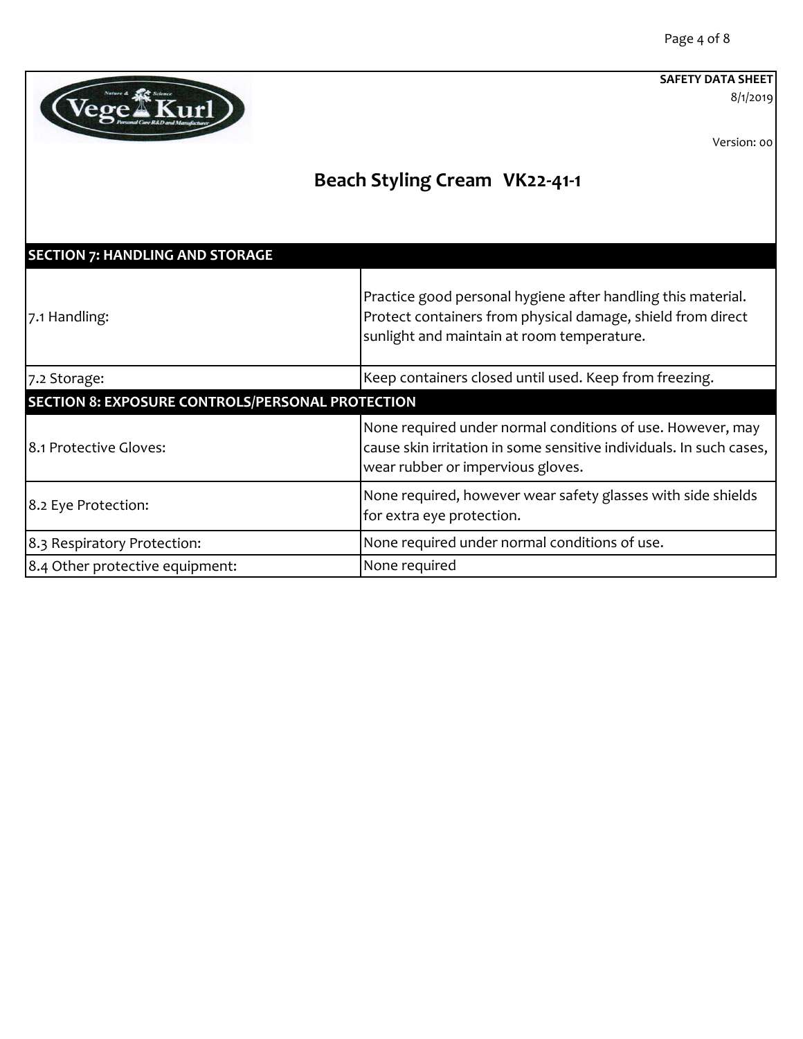**SAFETY DATA SHEET**
8/1/2019

Version: 00

# Beach Styling Cream VK22-41-1

## SECTION 7: HANDLING AND STORAGE

| | |
|---|---|
| 7.1 Handling: | Practice good personal hygiene after handling this material. Protect containers from physical damage, shield from direct sunlight and maintain at room temperature. |
| 7.2 Storage: | Keep containers closed until used. Keep from freezing. |

## SECTION 8: EXPOSURE CONTROLS/PERSONAL PROTECTION

| | |
|---|---|
| 8.1 Protective Gloves: | None required under normal conditions of use. However, may cause skin irritation in some sensitive individuals. In such cases, wear rubber or impervious gloves. |
| 8.2 Eye Protection: | None required, however wear safety glasses with side shields for extra eye protection. |
| 8.3 Respiratory Protection: | None required under normal conditions of use. |
| 8.4 Other protective equipment: | None required |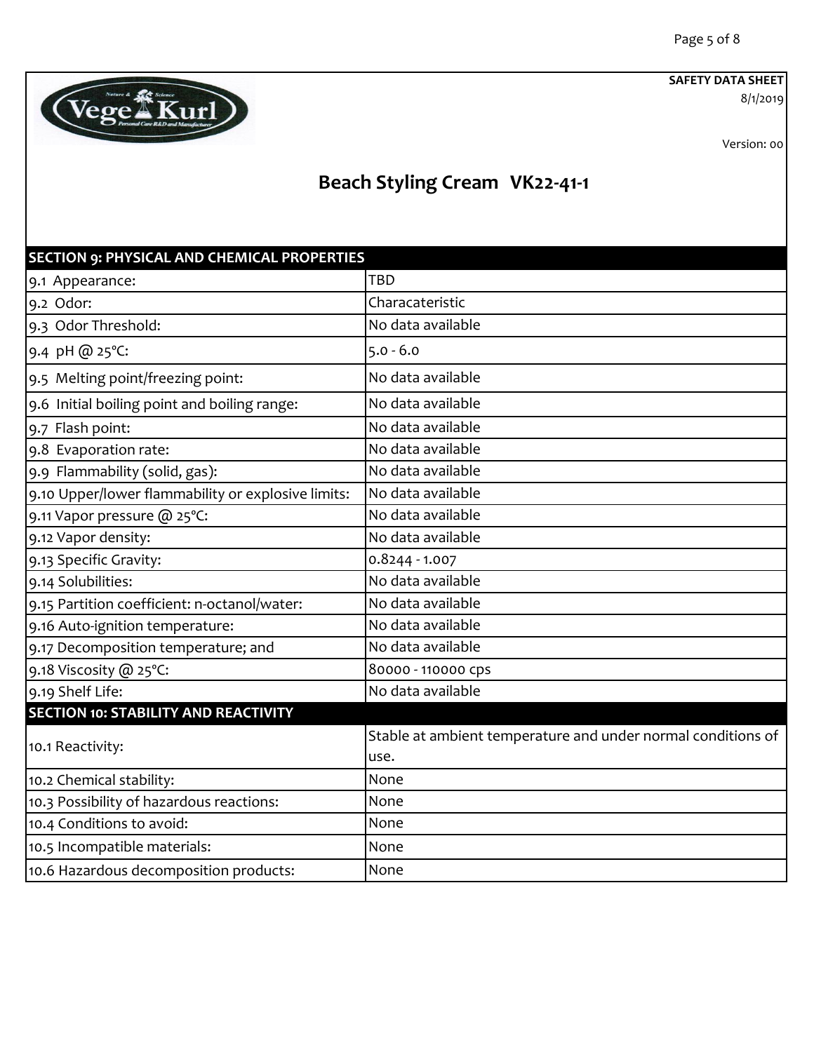**SAFETY DATA SHEET**
8/1/2019

Version: 00

# Beach Styling Cream VK22-41-1

| SECTION 9: PHYSICAL AND CHEMICAL PROPERTIES | |
|---|---|
| 9.1 Appearance: | TBD |
| 9.2 Odor: | Characateristic |
| 9.3 Odor Threshold: | No data available |
| 9.4 pH @ 25°C: | 5.0 - 6.0 |
| 9.5 Melting point/freezing point: | No data available |
| 9.6 Initial boiling point and boiling range: | No data available |
| 9.7 Flash point: | No data available |
| 9.8 Evaporation rate: | No data available |
| 9.9 Flammability (solid, gas): | No data available |
| 9.10 Upper/lower flammability or explosive limits: | No data available |
| 9.11 Vapor pressure @ 25°C: | No data available |
| 9.12 Vapor density: | No data available |
| 9.13 Specific Gravity: | 0.8244 - 1.007 |
| 9.14 Solubilities: | No data available |
| 9.15 Partition coefficient: n-octanol/water: | No data available |
| 9.16 Auto-ignition temperature: | No data available |
| 9.17 Decomposition temperature; and | No data available |
| 9.18 Viscosity @ 25°C: | 80000 - 110000 cps |
| 9.19 Shelf Life: | No data available |

| SECTION 10: STABILITY AND REACTIVITY | |
|---|---|
| 10.1 Reactivity: | Stable at ambient temperature and under normal conditions of use. |
| 10.2 Chemical stability: | None |
| 10.3 Possibility of hazardous reactions: | None |
| 10.4 Conditions to avoid: | None |
| 10.5 Incompatible materials: | None |
| 10.6 Hazardous decomposition products: | None |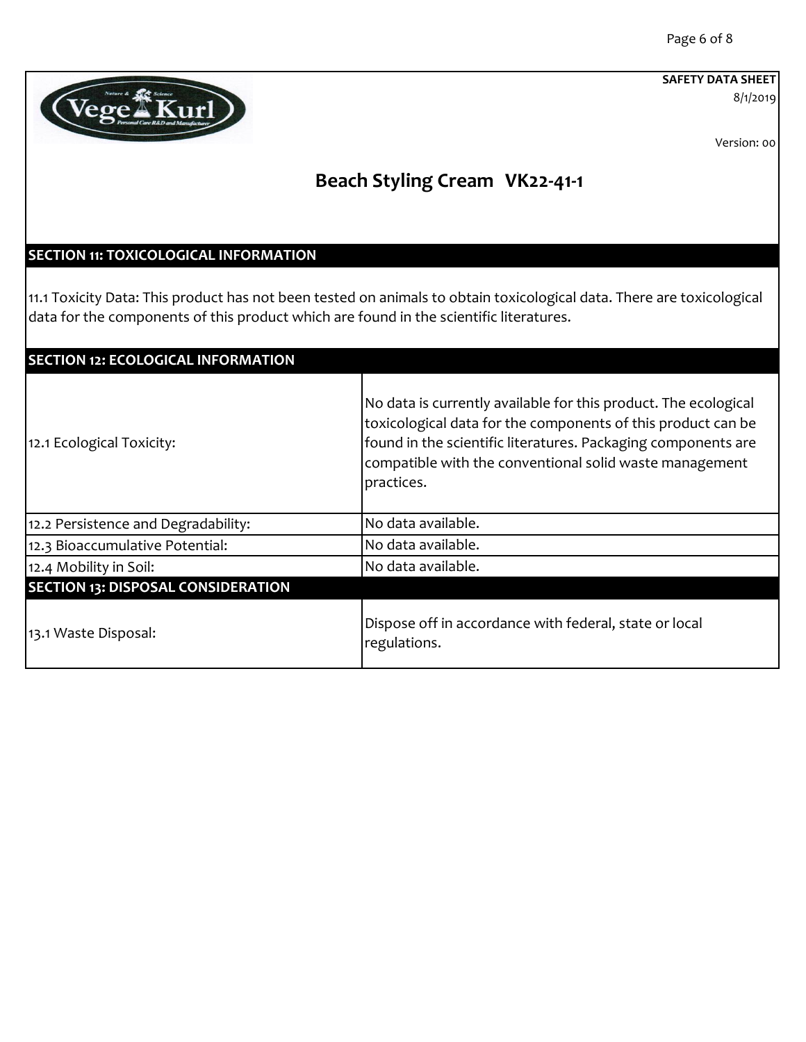**SAFETY DATA SHEET**
8/1/2019

Version: 00

# Beach Styling Cream VK22-41-1

## SECTION 11: TOXICOLOGICAL INFORMATION

11.1 Toxicity Data: This product has not been tested on animals to obtain toxicological data. There are toxicological data for the components of this product which are found in the scientific literatures.

## SECTION 12: ECOLOGICAL INFORMATION

| | |
|---|---|
| 12.1 Ecological Toxicity: | No data is currently available for this product. The ecological toxicological data for the components of this product can be found in the scientific literatures. Packaging components are compatible with the conventional solid waste management practices. |
| 12.2 Persistence and Degradability: | No data available. |
| 12.3 Bioaccumulative Potential: | No data available. |
| 12.4 Mobility in Soil: | No data available. |

## SECTION 13: DISPOSAL CONSIDERATION

| | |
|---|---|
| 13.1 Waste Disposal: | Dispose off in accordance with federal, state or local regulations. |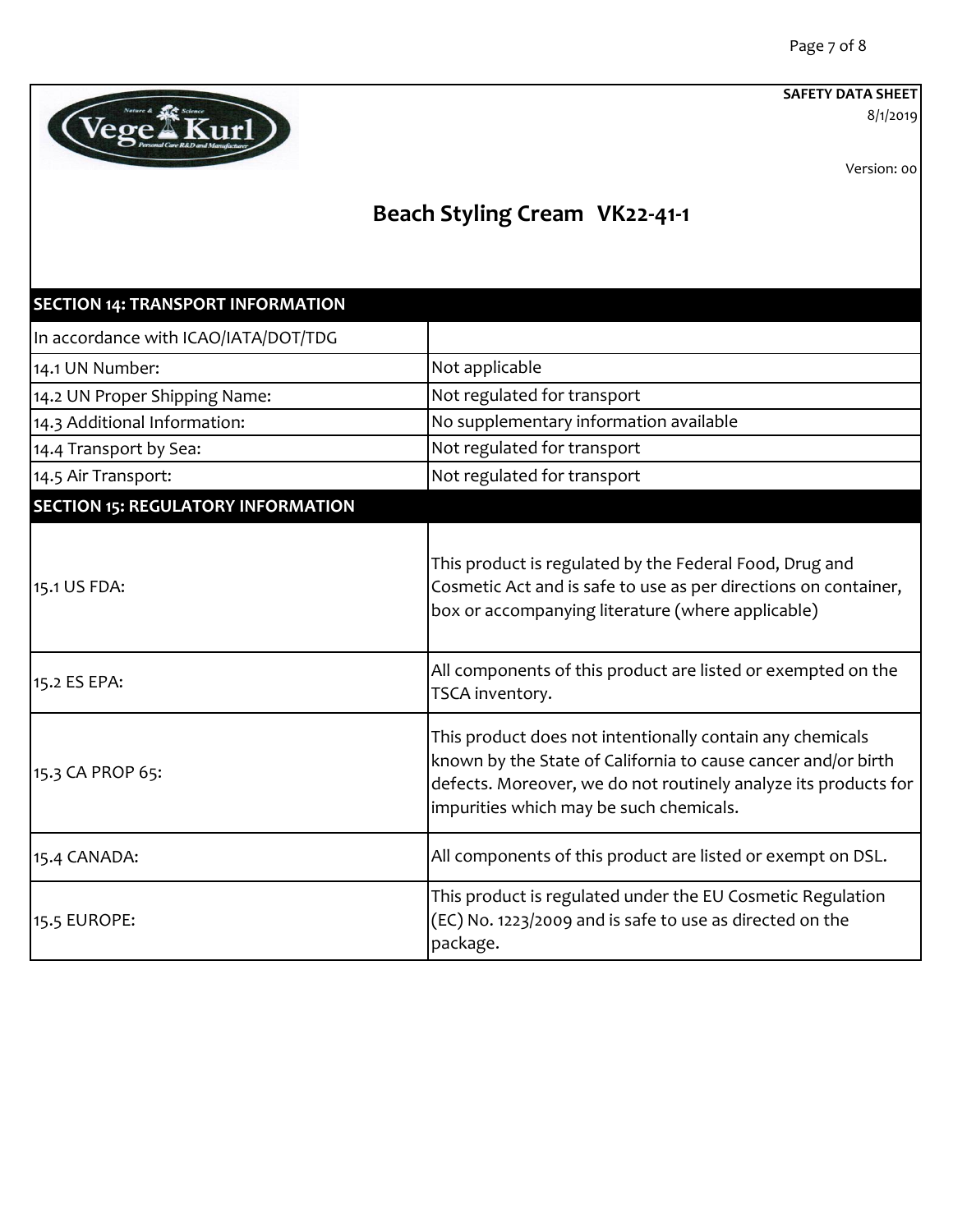**SAFETY DATA SHEET**
8/1/2019

Version: 00

# Beach Styling Cream VK22-41-1

| SECTION 14: TRANSPORT INFORMATION | |
|---|---|
| In accordance with ICAO/IATA/DOT/TDG | |
| 14.1 UN Number: | Not applicable |
| 14.2 UN Proper Shipping Name: | Not regulated for transport |
| 14.3 Additional Information: | No supplementary information available |
| 14.4 Transport by Sea: | Not regulated for transport |
| 14.5 Air Transport: | Not regulated for transport |

| SECTION 15: REGULATORY INFORMATION | |
|---|---|
| 15.1 US FDA: | This product is regulated by the Federal Food, Drug and Cosmetic Act and is safe to use as per directions on container, box or accompanying literature (where applicable) |
| 15.2 ES EPA: | All components of this product are listed or exempted on the TSCA inventory. |
| 15.3 CA PROP 65: | This product does not intentionally contain any chemicals known by the State of California to cause cancer and/or birth defects. Moreover, we do not routinely analyze its products for impurities which may be such chemicals. |
| 15.4 CANADA: | All components of this product are listed or exempt on DSL. |
| 15.5 EUROPE: | This product is regulated under the EU Cosmetic Regulation (EC) No. 1223/2009 and is safe to use as directed on the package. |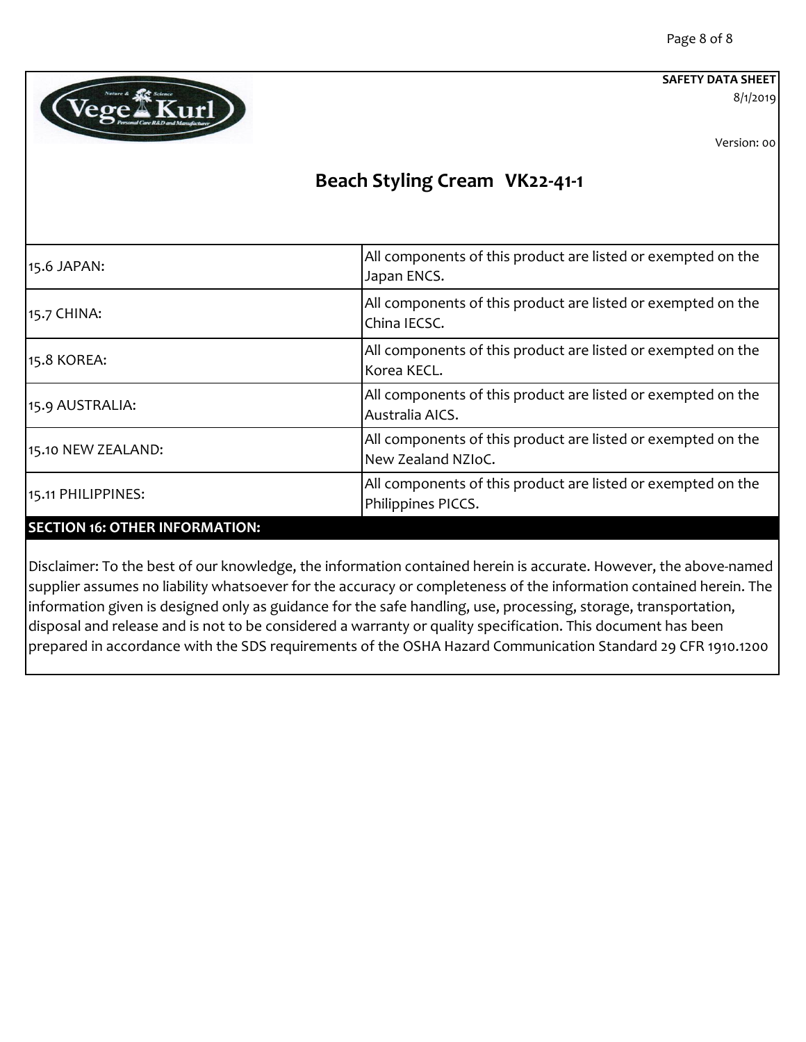**SAFETY DATA SHEET**
8/1/2019

Version: 00

# Beach Styling Cream VK22-41-1

| | |
|---|---|
| 15.6 JAPAN: | All components of this product are listed or exempted on the Japan ENCS. |
| 15.7 CHINA: | All components of this product are listed or exempted on the China IECSC. |
| 15.8 KOREA: | All components of this product are listed or exempted on the Korea KECL. |
| 15.9 AUSTRALIA: | All components of this product are listed or exempted on the Australia AICS. |
| 15.10 NEW ZEALAND: | All components of this product are listed or exempted on the New Zealand NZIoC. |
| 15.11 PHILIPPINES: | All components of this product are listed or exempted on the Philippines PICCS. |

## SECTION 16: OTHER INFORMATION:

Disclaimer: To the best of our knowledge, the information contained herein is accurate. However, the above-named supplier assumes no liability whatsoever for the accuracy or completeness of the information contained herein. The information given is designed only as guidance for the safe handling, use, processing, storage, transportation, disposal and release and is not to be considered a warranty or quality specification. This document has been prepared in accordance with the SDS requirements of the OSHA Hazard Communication Standard 29 CFR 1910.1200